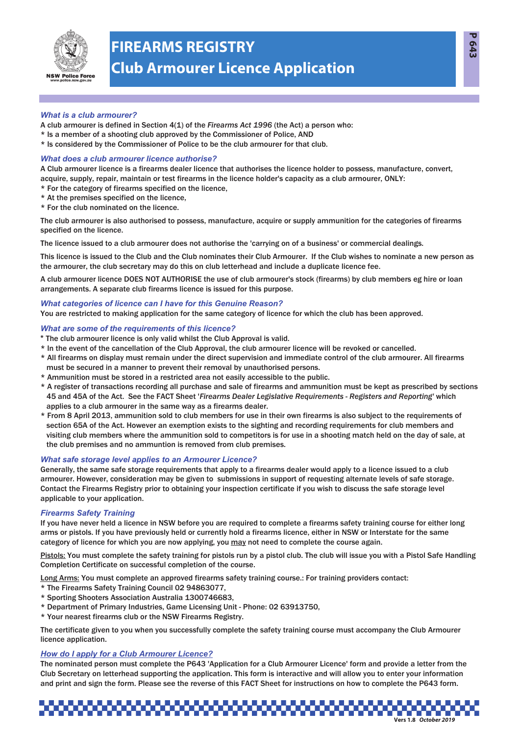# FIREARMS REGISTRY

# Club Armourer Licence Application

P 643

### *What is a club armourer?*

A club armourer is defined in Section 4(1) of the *Firearms Act 1996* (the Act) a person who:

* Is a member of a shooting club approved by the Commissioner of Police, AND
* Is considered by the Commissioner of Police to be the club armourer for that club.

### *What does a club armourer licence authorise?*

A Club armourer licence is a firearms dealer licence that authorises the licence holder to possess, manufacture, convert, acquire, supply, repair, maintain or test firearms in the licence holder's capacity as a club armourer, ONLY:

* For the category of firearms specified on the licence,
* At the premises specified on the licence,
* For the club nominated on the licence.

The club armourer is also authorised to possess, manufacture, acquire or supply ammunition for the categories of firearms specified on the licence.

The licence issued to a club armourer does not authorise the 'carrying on of a business' or commercial dealings.

This licence is issued to the Club and the Club nominates their Club Armourer. If the Club wishes to nominate a new person as the armourer, the club secretary may do this on club letterhead and include a duplicate licence fee.

A club armourer licence DOES NOT AUTHORISE the use of club armourer's stock (firearms) by club members eg hire or loan arrangements. A separate club firearms licence is issued for this purpose.

### *What categories of licence can I have for this Genuine Reason?*

You are restricted to making application for the same category of licence for which the club has been approved.

### *What are some of the requirements of this licence?*

* The club armourer licence is only valid whilst the Club Approval is valid.
* In the event of the cancellation of the Club Approval, the club armourer licence will be revoked or cancelled.
* All firearms on display must remain under the direct supervision and immediate control of the club armourer. All firearms must be secured in a manner to prevent their removal by unauthorised persons.
* Ammunition must be stored in a restricted area not easily accessible to the public.
* A register of transactions recording all purchase and sale of firearms and ammunition must be kept as prescribed by sections 45 and 45A of the Act. See the FACT Sheet '*Firearms Dealer Legislative Requirements - Registers and Reporting*' which applies to a club armourer in the same way as a firearms dealer.
* From 8 April 2013, ammunition sold to club members for use in their own firearms is also subject to the requirements of section 65A of the Act. However an exemption exists to the sighting and recording requirements for club members and visiting club members where the ammunition sold to competitors is for use in a shooting match held on the day of sale, at the club premises and no ammuntion is removed from club premises.

### *What safe storage level applies to an Armourer Licence?*

Generally, the same safe storage requirements that apply to a firearms dealer would apply to a licence issued to a club armourer. However, consideration may be given to submissions in support of requesting alternate levels of safe storage. Contact the Firearms Registry prior to obtaining your inspection certificate if you wish to discuss the safe storage level applicable to your application.

### *Firearms Safety Training*

If you have never held a licence in NSW before you are required to complete a firearms safety training course for either long arms or pistols. If you have previously held or currently hold a firearms licence, either in NSW or Interstate for the same category of licence for which you are now applying, you may not need to complete the course again.

Pistols: You must complete the safety training for pistols run by a pistol club. The club will issue you with a Pistol Safe Handling Completion Certificate on successful completion of the course.

Long Arms: You must complete an approved firearms safety training course.: For training providers contact:

* The Firearms Safety Training Council 02 94863077,
* Sporting Shooters Association Australia 1300746683,
* Department of Primary Industries, Game Licensing Unit - Phone: 02 63913750,
* Your nearest firearms club or the NSW Firearms Registry.

The certificate given to you when you successfully complete the safety training course must accompany the Club Armourer licence application.

### *How do I apply for a Club Armourer Licence?*

The nominated person must complete the P643 'Application for a Club Armourer Licence' form and provide a letter from the Club Secretary on letterhead supporting the application. This form is interactive and will allow you to enter your information and print and sign the form. Please see the reverse of this FACT Sheet for instructions on how to complete the P643 form.

Vers 1.8 *October 2019*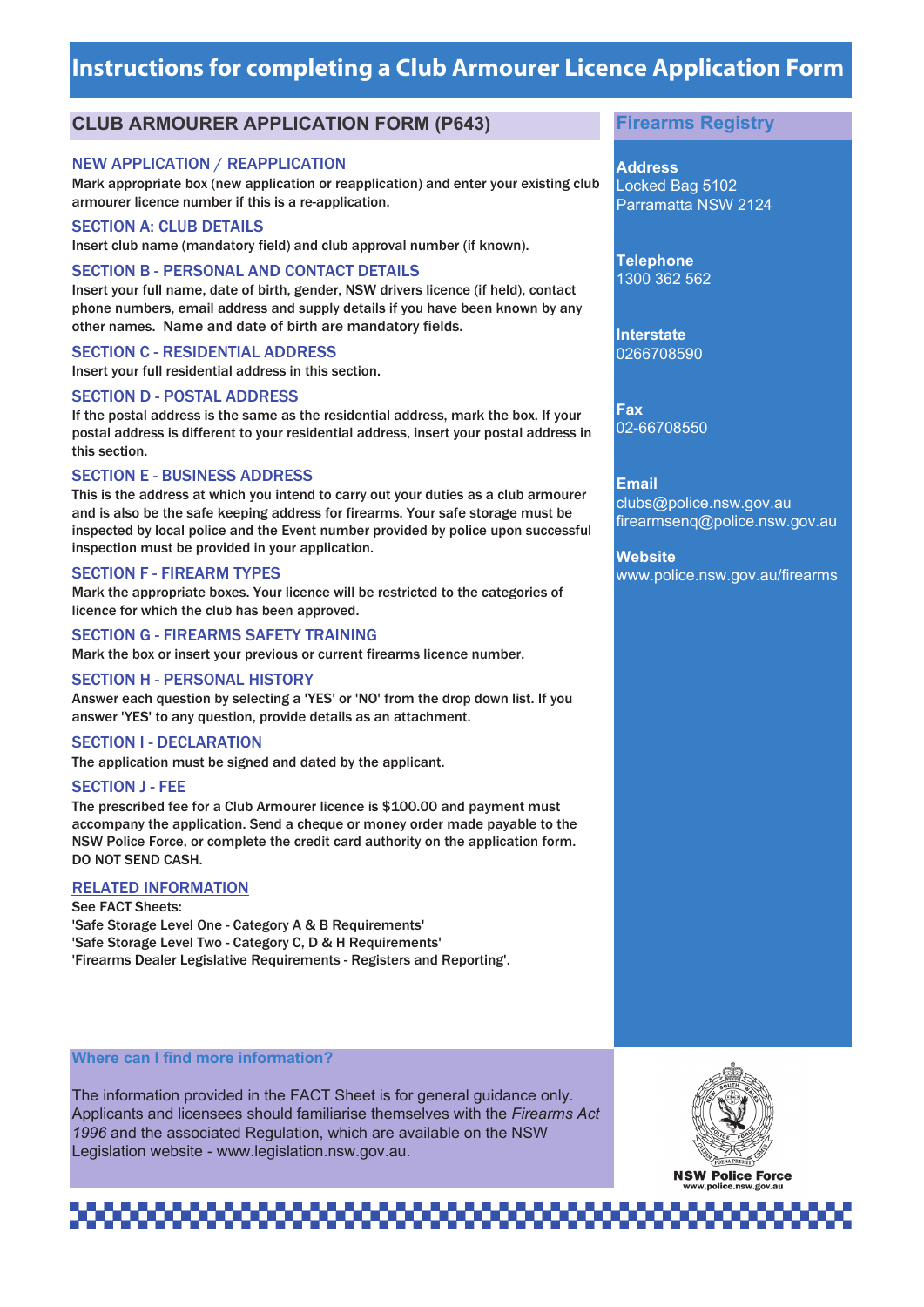# Instructions for completing a Club Armourer Licence Application Form

## CLUB ARMOURER APPLICATION FORM (P643)

### NEW APPLICATION / REAPPLICATION

Mark appropriate box (new application or reapplication) and enter your existing club armourer licence number if this is a re-application.

### SECTION A: CLUB DETAILS

Insert club name (mandatory field) and club approval number (if known).

### SECTION B - PERSONAL AND CONTACT DETAILS

Insert your full name, date of birth, gender, NSW drivers licence (if held), contact phone numbers, email address and supply details if you have been known by any other names. Name and date of birth are mandatory fields.

### SECTION C - RESIDENTIAL ADDRESS

Insert your full residential address in this section.

### SECTION D - POSTAL ADDRESS

If the postal address is the same as the residential address, mark the box. If your postal address is different to your residential address, insert your postal address in this section.

### SECTION E - BUSINESS ADDRESS

This is the address at which you intend to carry out your duties as a club armourer and is also be the safe keeping address for firearms. Your safe storage must be inspected by local police and the Event number provided by police upon successful inspection must be provided in your application.

### SECTION F - FIREARM TYPES

Mark the appropriate boxes. Your licence will be restricted to the categories of licence for which the club has been approved.

### SECTION G - FIREARMS SAFETY TRAINING

Mark the box or insert your previous or current firearms licence number.

### SECTION H - PERSONAL HISTORY

Answer each question by selecting a 'YES' or 'NO' from the drop down list. If you answer 'YES' to any question, provide details as an attachment.

### SECTION I - DECLARATION

The application must be signed and dated by the applicant.

### SECTION J - FEE

The prescribed fee for a Club Armourer licence is $100.00 and payment must accompany the application. Send a cheque or money order made payable to the NSW Police Force, or complete the credit card authority on the application form. DO NOT SEND CASH.

### RELATED INFORMATION

See FACT Sheets:
'Safe Storage Level One - Category A & B Requirements'
'Safe Storage Level Two - Category C, D & H Requirements'
'Firearms Dealer Legislative Requirements - Registers and Reporting'.

## Firearms Registry

**Address**
Locked Bag 5102
Parramatta NSW 2124

**Telephone**
1300 362 562

**Interstate**
0266708590

**Fax**
02-66708550

**Email**
clubs@police.nsw.gov.au
firearmsenq@police.nsw.gov.au

**Website**
www.police.nsw.gov.au/firearms

### Where can I find more information?

The information provided in the FACT Sheet is for general guidance only. Applicants and licensees should familiarise themselves with the *Firearms Act 1996* and the associated Regulation, which are available on the NSW Legislation website - www.legislation.nsw.gov.au.

NSW Police Force
www.police.nsw.gov.au